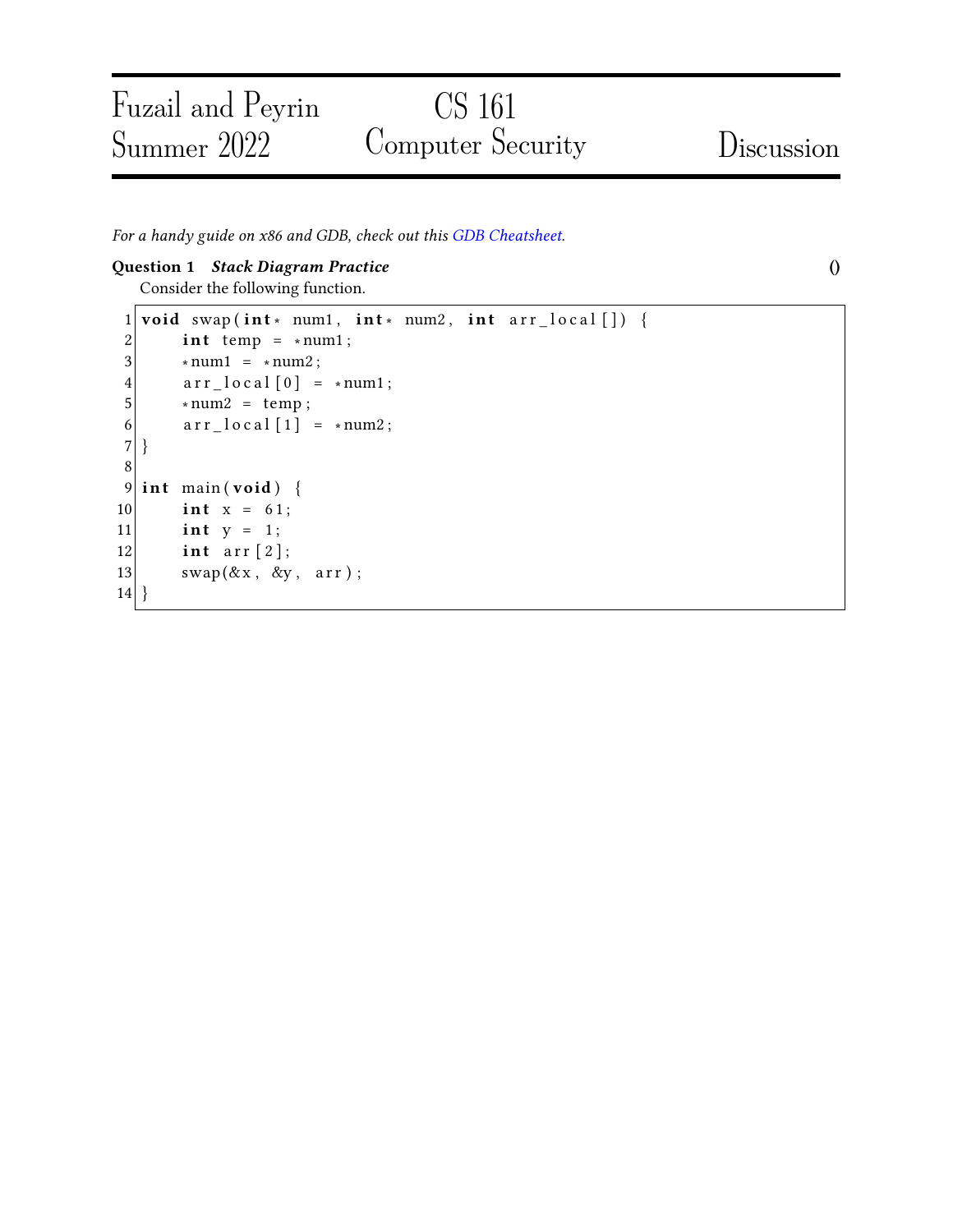# CS 161 Computer Security

Fuzail and Peyrin
Summer 2022

Discussion

*For a handy guide on x86 and GDB, check out this GDB Cheatsheet.*

**Question 1** ***Stack Diagram Practice*** **()**

Consider the following function.

```c
void swap(int* num1, int* num2, int arr_local[]) {
    int temp = *num1;
    *num1 = *num2;
    arr_local[0] = *num1;
    *num2 = temp;
    arr_local[1] = *num2;
}

int main(void) {
    int x = 61;
    int y = 1;
    int arr[2];
    swap(&x, &y, arr);
}
```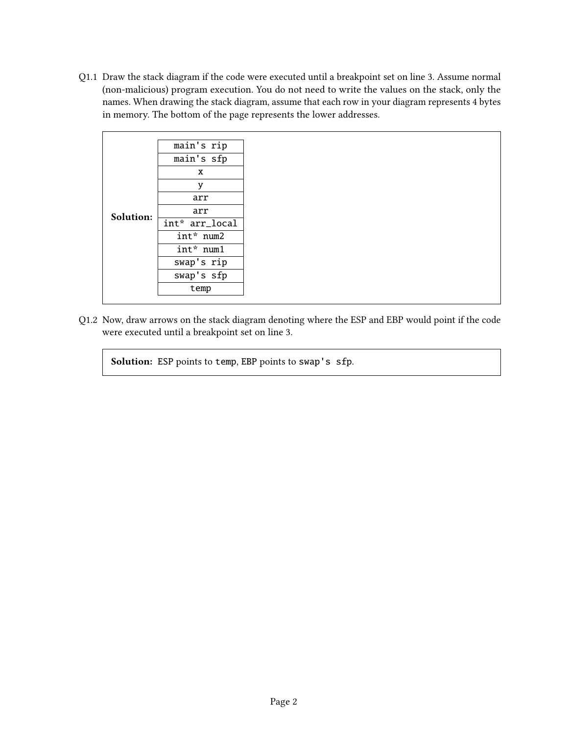Q1.1 Draw the stack diagram if the code were executed until a breakpoint set on line 3. Assume normal (non-malicious) program execution. You do not need to write the values on the stack, only the names. When drawing the stack diagram, assume that each row in your diagram represents 4 bytes in memory. The bottom of the page represents the lower addresses.

**Solution:**

| main's rip |
|---|
| main's sfp |
| x |
| y |
| arr |
| arr |
| int* arr_local |
| int* num2 |
| int* num1 |
| swap's rip |
| swap's sfp |
| temp |

Q1.2 Now, draw arrows on the stack diagram denoting where the ESP and EBP would point if the code were executed until a breakpoint set on line 3.

**Solution:** `ESP` points to `temp`, `EBP` points to `swap's sfp`.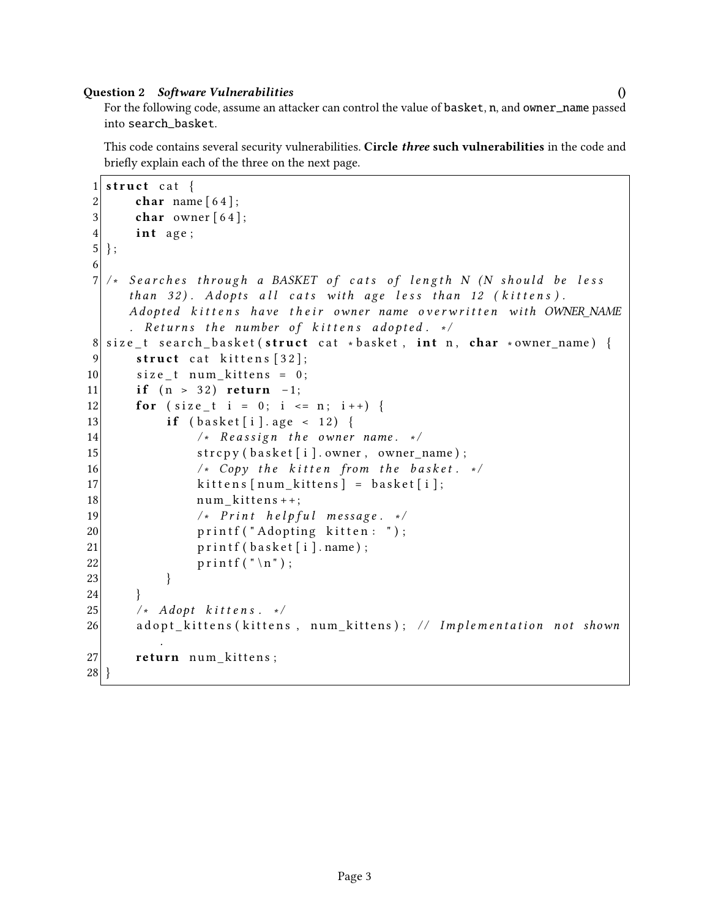**Question 2** ***Software Vulnerabilities*** **()**

For the following code, assume an attacker can control the value of `basket`, `n`, and `owner_name` passed into `search_basket`.

This code contains several security vulnerabilities. **Circle *three* such vulnerabilities** in the code and briefly explain each of the three on the next page.

```
1  struct cat {
2      char name[64];
3      char owner[64];
4      int age;
5  };
6
7  /* Searches through a BASKET of cats of length N (N should be less
       than 32). Adopts all cats with age less than 12 (kittens).
       Adopted kittens have their owner name overwritten with OWNER_NAME
       . Returns the number of kittens adopted. */
8  size_t search_basket(struct cat *basket, int n, char *owner_name) {
9      struct cat kittens[32];
10     size_t num_kittens = 0;
11     if (n > 32) return -1;
12     for (size_t i = 0; i <= n; i++) {
13         if (basket[i].age < 12) {
14             /* Reassign the owner name. */
15             strcpy(basket[i].owner, owner_name);
16             /* Copy the kitten from the basket. */
17             kittens[num_kittens] = basket[i];
18             num_kittens++;
19             /* Print helpful message. */
20             printf("Adopting kitten: ");
21             printf(basket[i].name);
22             printf("\n");
23         }
24     }
25     /* Adopt kittens. */
26     adopt_kittens(kittens, num_kittens); // Implementation not shown
           .
27     return num_kittens;
28 }
```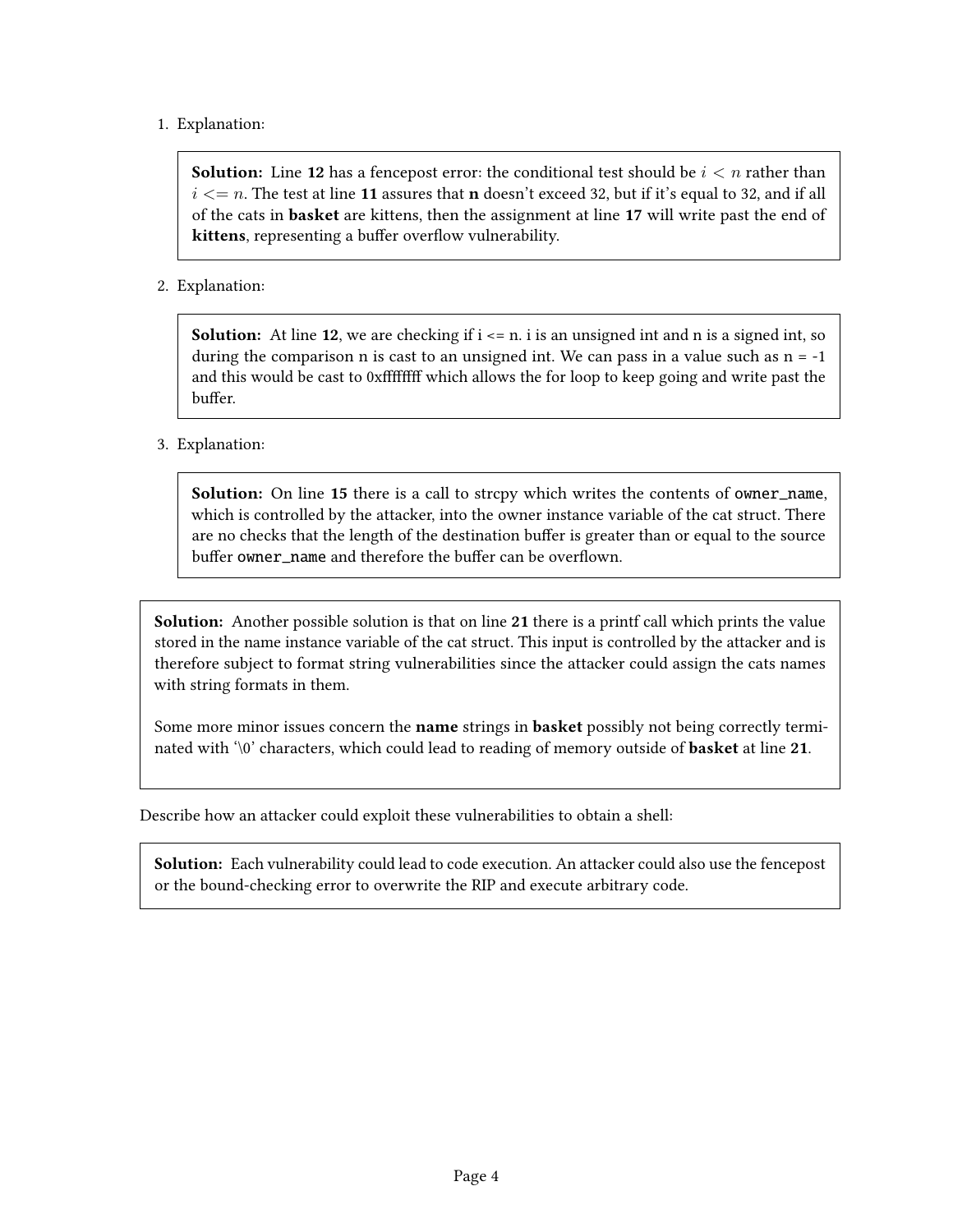1. Explanation:

> **Solution:** Line **12** has a fencepost error: the conditional test should be $i < n$ rather than $i <= n$. The test at line **11** assures that **n** doesn't exceed 32, but if it's equal to 32, and if all of the cats in **basket** are kittens, then the assignment at line **17** will write past the end of **kittens**, representing a buffer overflow vulnerability.

2. Explanation:

> **Solution:** At line **12**, we are checking if i <= n. i is an unsigned int and n is a signed int, so during the comparison n is cast to an unsigned int. We can pass in a value such as n = -1 and this would be cast to 0xffffffff which allows the for loop to keep going and write past the buffer.

3. Explanation:

> **Solution:** On line **15** there is a call to strcpy which writes the contents of `owner_name`, which is controlled by the attacker, into the owner instance variable of the cat struct. There are no checks that the length of the destination buffer is greater than or equal to the source buffer `owner_name` and therefore the buffer can be overflown.

> **Solution:** Another possible solution is that on line **21** there is a printf call which prints the value stored in the name instance variable of the cat struct. This input is controlled by the attacker and is therefore subject to format string vulnerabilities since the attacker could assign the cats names with string formats in them.
>
> Some more minor issues concern the **name** strings in **basket** possibly not being correctly terminated with '\0' characters, which could lead to reading of memory outside of **basket** at line **21**.

Describe how an attacker could exploit these vulnerabilities to obtain a shell:

> **Solution:** Each vulnerability could lead to code execution. An attacker could also use the fencepost or the bound-checking error to overwrite the RIP and execute arbitrary code.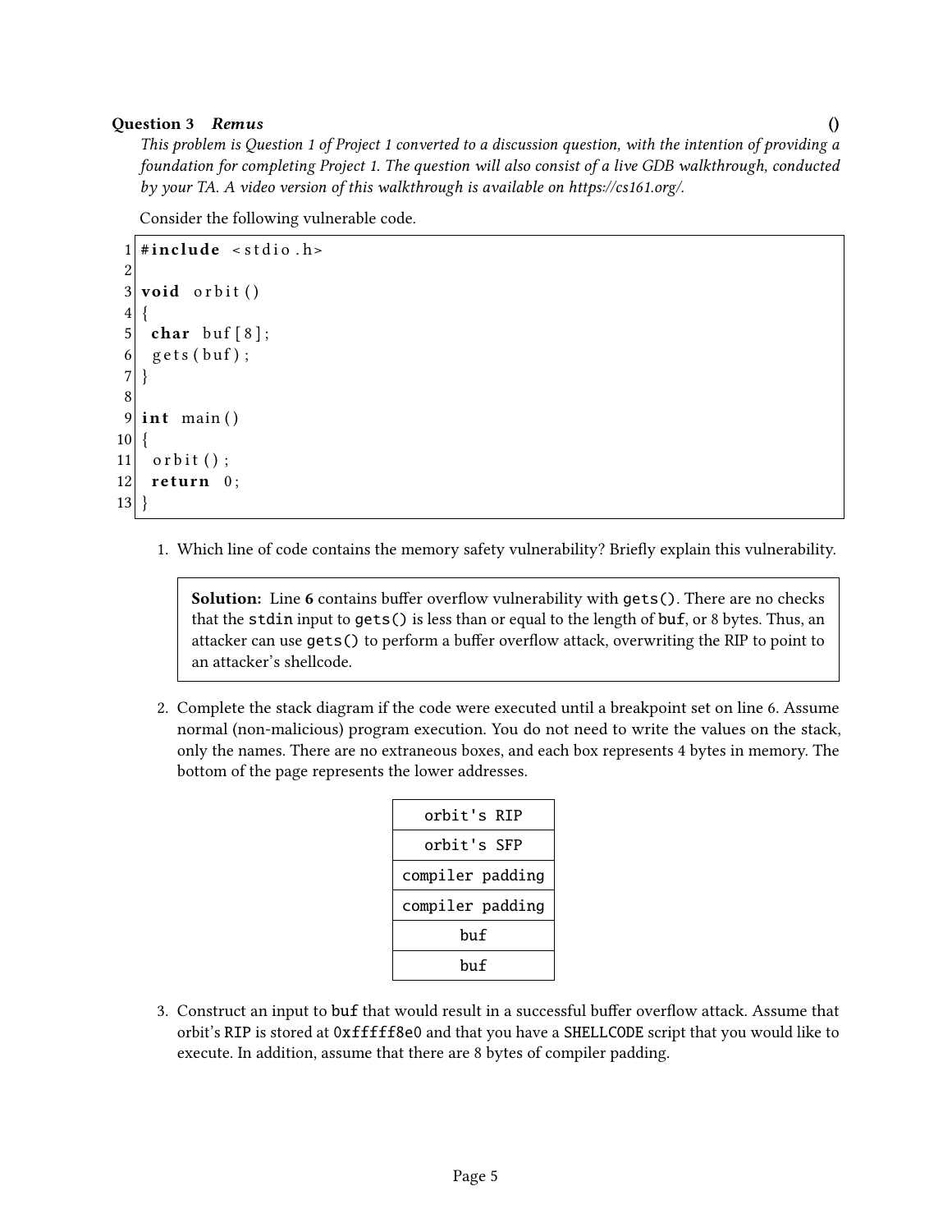**Question 3** ***Remus*** **()**

*This problem is Question 1 of Project 1 converted to a discussion question, with the intention of providing a foundation for completing Project 1. The question will also consist of a live GDB walkthrough, conducted by your TA. A video version of this walkthrough is available on https://cs161.org/.*

Consider the following vulnerable code.

```
1  #include <stdio.h>
2
3  void orbit()
4  {
5    char buf[8];
6    gets(buf);
7  }
8
9  int main()
10 {
11   orbit();
12   return 0;
13 }
```

1. Which line of code contains the memory safety vulnerability? Briefly explain this vulnerability.

   > **Solution:** Line **6** contains buffer overflow vulnerability with `gets()`. There are no checks that the `stdin` input to `gets()` is less than or equal to the length of `buf`, or 8 bytes. Thus, an attacker can use `gets()` to perform a buffer overflow attack, overwriting the RIP to point to an attacker's shellcode.

2. Complete the stack diagram if the code were executed until a breakpoint set on line 6. Assume normal (non-malicious) program execution. You do not need to write the values on the stack, only the names. There are no extraneous boxes, and each box represents 4 bytes in memory. The bottom of the page represents the lower addresses.

| |
|---|
| `orbit's RIP` |
| `orbit's SFP` |
| `compiler padding` |
| `compiler padding` |
| `buf` |
| `buf` |

3. Construct an input to `buf` that would result in a successful buffer overflow attack. Assume that orbit's `RIP` is stored at `0xfffff8e0` and that you have a `SHELLCODE` script that you would like to execute. In addition, assume that there are 8 bytes of compiler padding.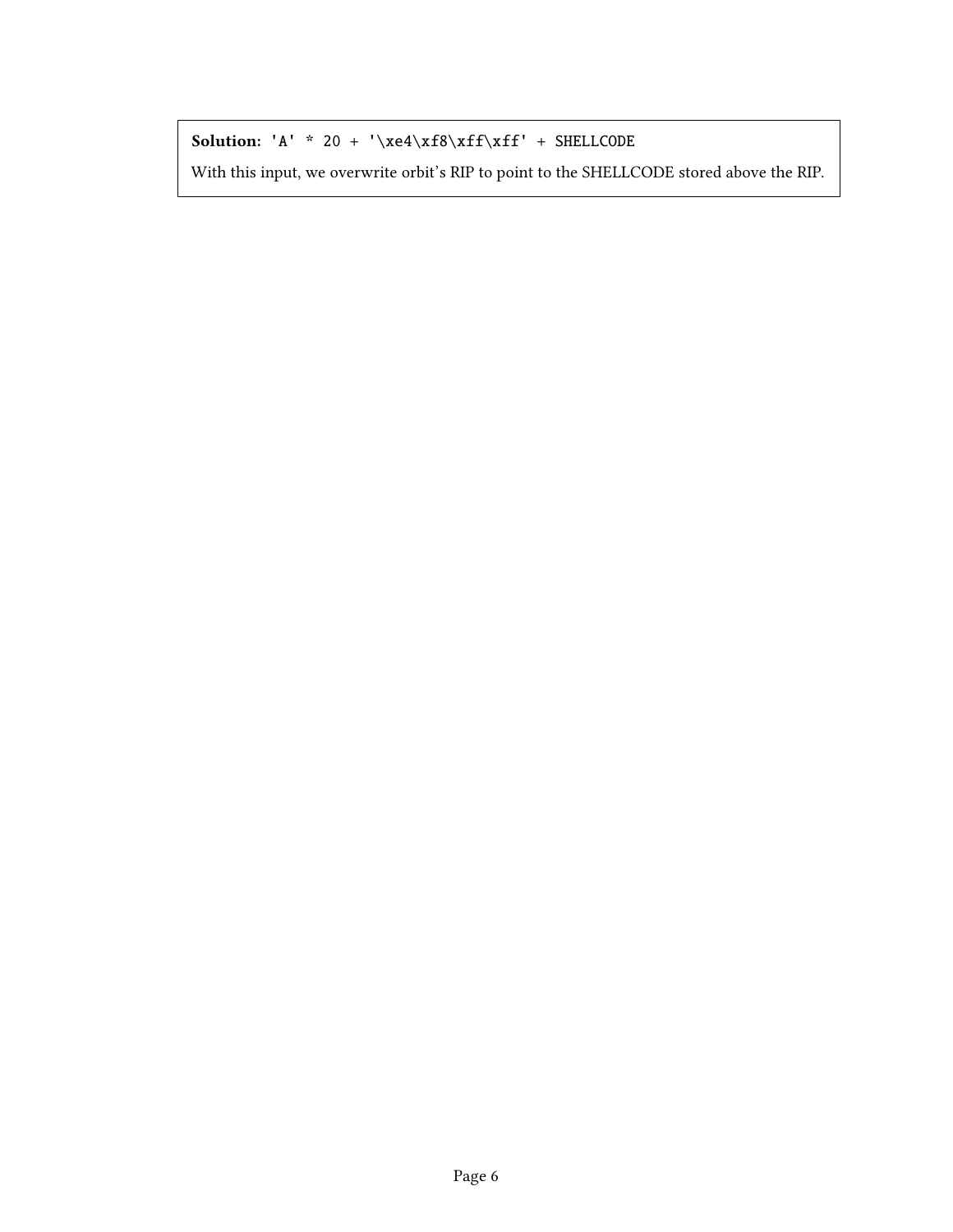**Solution:** `'A' * 20 + '\xe4\xf8\xff\xff' + SHELLCODE`

With this input, we overwrite orbit's RIP to point to the SHELLCODE stored above the RIP.